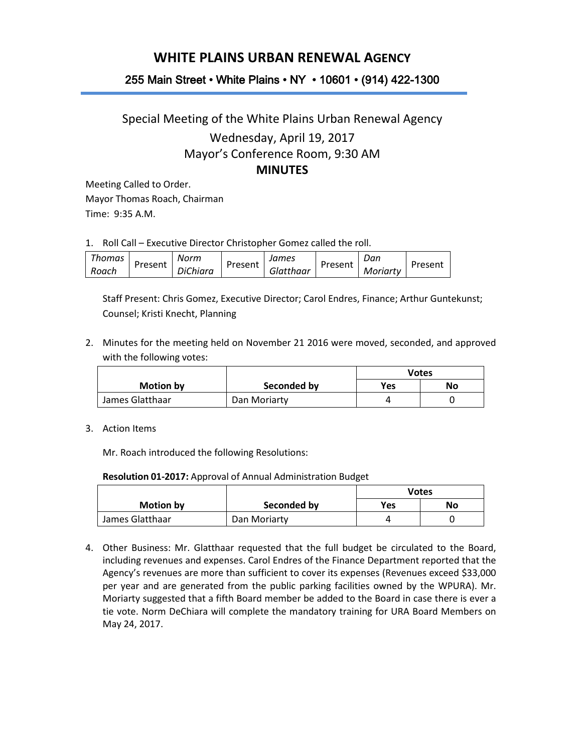# WHITE PLAINS URBAN RENEWAL AGENCY

**255 Main Street • White Plains • NY • 10601 • (914) 422-1300**

## Special Meeting of the White Plains Urban Renewal Agency

Wednesday, April 19, 2017

Mayor's Conference Room, 9:30 AM

**MINUTES**

Meeting Called to Order.
Mayor Thomas Roach, Chairman
Time: 9:35 A.M.

1. Roll Call – Executive Director Christopher Gomez called the roll.

| *Thomas Roach* | Present | *Norm DiChiara* | Present | *James Glatthaar* | Present | *Dan Moriarty* | Present |
|---|---|---|---|---|---|---|---|

Staff Present: Chris Gomez, Executive Director; Carol Endres, Finance; Arthur Guntekunst; Counsel; Kristi Knecht, Planning

2. Minutes for the meeting held on November 21 2016 were moved, seconded, and approved with the following votes:

| Motion by | Seconded by | Votes | |
|---|---|---|---|
| | | Yes | No |
| James Glatthaar | Dan Moriarty | 4 | 0 |

3. Action Items

Mr. Roach introduced the following Resolutions:

**Resolution 01-2017:** Approval of Annual Administration Budget

| Motion by | Seconded by | Votes | |
|---|---|---|---|
| | | Yes | No |
| James Glatthaar | Dan Moriarty | 4 | 0 |

4. Other Business: Mr. Glatthaar requested that the full budget be circulated to the Board, including revenues and expenses. Carol Endres of the Finance Department reported that the Agency's revenues are more than sufficient to cover its expenses (Revenues exceed $33,000 per year and are generated from the public parking facilities owned by the WPURA). Mr. Moriarty suggested that a fifth Board member be added to the Board in case there is ever a tie vote. Norm DeChiara will complete the mandatory training for URA Board Members on May 24, 2017.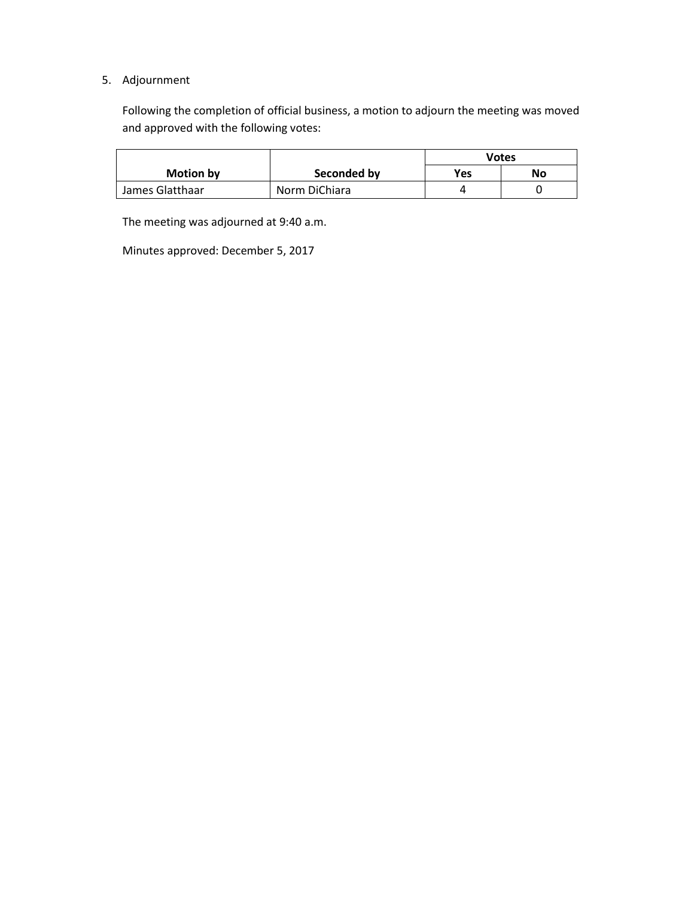5. Adjournment

   Following the completion of official business, a motion to adjourn the meeting was moved and approved with the following votes:

| Motion by | Seconded by | Votes | |
|---|---|---|---|
| | | Yes | No |
| James Glatthaar | Norm DiChiara | 4 | 0 |

The meeting was adjourned at 9:40 a.m.

Minutes approved: December 5, 2017